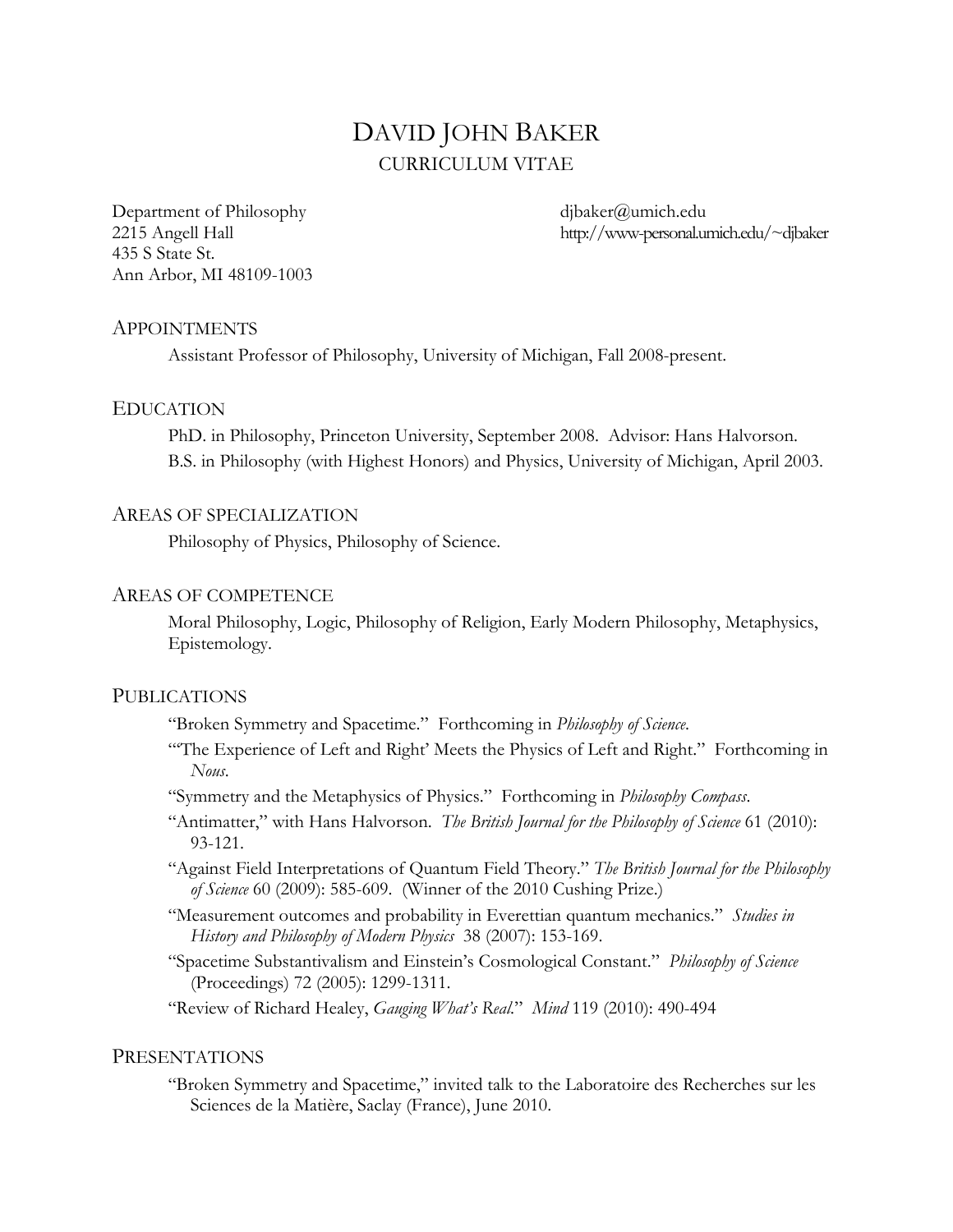# DAVID JOHN BAKER

CURRICULUM VITAE

Department of Philosophy
2215 Angell Hall
435 S State St.
Ann Arbor, MI 48109-1003

djbaker@umich.edu
http://www-personal.umich.edu/~djbaker

## APPOINTMENTS

Assistant Professor of Philosophy, University of Michigan, Fall 2008-present.

## EDUCATION

PhD. in Philosophy, Princeton University, September 2008. Advisor: Hans Halvorson.

B.S. in Philosophy (with Highest Honors) and Physics, University of Michigan, April 2003.

## AREAS OF SPECIALIZATION

Philosophy of Physics, Philosophy of Science.

## AREAS OF COMPETENCE

Moral Philosophy, Logic, Philosophy of Religion, Early Modern Philosophy, Metaphysics, Epistemology.

## PUBLICATIONS

"Broken Symmetry and Spacetime." Forthcoming in *Philosophy of Science*.

"'The Experience of Left and Right' Meets the Physics of Left and Right." Forthcoming in *Nous*.

"Symmetry and the Metaphysics of Physics." Forthcoming in *Philosophy Compass*.

"Antimatter," with Hans Halvorson. *The British Journal for the Philosophy of Science* 61 (2010): 93-121.

"Against Field Interpretations of Quantum Field Theory." *The British Journal for the Philosophy of Science* 60 (2009): 585-609. (Winner of the 2010 Cushing Prize.)

"Measurement outcomes and probability in Everettian quantum mechanics." *Studies in History and Philosophy of Modern Physics* 38 (2007): 153-169.

"Spacetime Substantivalism and Einstein's Cosmological Constant." *Philosophy of Science* (Proceedings) 72 (2005): 1299-1311.

"Review of Richard Healey, *Gauging What's Real*." *Mind* 119 (2010): 490-494

## PRESENTATIONS

"Broken Symmetry and Spacetime," invited talk to the Laboratoire des Recherches sur les Sciences de la Matière, Saclay (France), June 2010.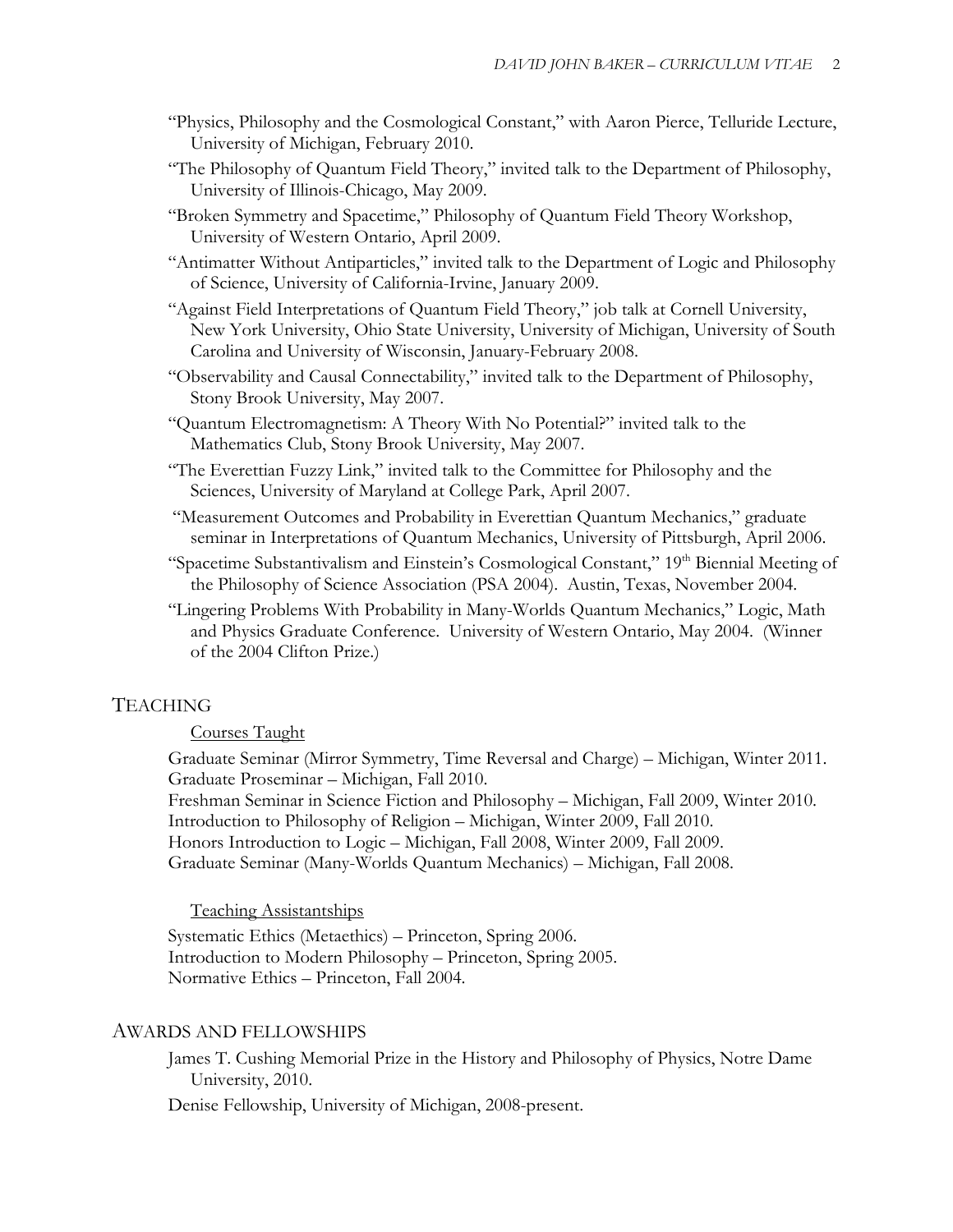"Physics, Philosophy and the Cosmological Constant," with Aaron Pierce, Telluride Lecture, University of Michigan, February 2010.

"The Philosophy of Quantum Field Theory," invited talk to the Department of Philosophy, University of Illinois-Chicago, May 2009.

"Broken Symmetry and Spacetime," Philosophy of Quantum Field Theory Workshop, University of Western Ontario, April 2009.

"Antimatter Without Antiparticles," invited talk to the Department of Logic and Philosophy of Science, University of California-Irvine, January 2009.

"Against Field Interpretations of Quantum Field Theory," job talk at Cornell University, New York University, Ohio State University, University of Michigan, University of South Carolina and University of Wisconsin, January-February 2008.

"Observability and Causal Connectability," invited talk to the Department of Philosophy, Stony Brook University, May 2007.

"Quantum Electromagnetism: A Theory With No Potential?" invited talk to the Mathematics Club, Stony Brook University, May 2007.

"The Everettian Fuzzy Link," invited talk to the Committee for Philosophy and the Sciences, University of Maryland at College Park, April 2007.

"Measurement Outcomes and Probability in Everettian Quantum Mechanics," graduate seminar in Interpretations of Quantum Mechanics, University of Pittsburgh, April 2006.

"Spacetime Substantivalism and Einstein's Cosmological Constant," 19th Biennial Meeting of the Philosophy of Science Association (PSA 2004). Austin, Texas, November 2004.

"Lingering Problems With Probability in Many-Worlds Quantum Mechanics," Logic, Math and Physics Graduate Conference. University of Western Ontario, May 2004. (Winner of the 2004 Clifton Prize.)

## TEACHING

### Courses Taught

Graduate Seminar (Mirror Symmetry, Time Reversal and Charge) – Michigan, Winter 2011.
Graduate Proseminar – Michigan, Fall 2010.
Freshman Seminar in Science Fiction and Philosophy – Michigan, Fall 2009, Winter 2010.
Introduction to Philosophy of Religion – Michigan, Winter 2009, Fall 2010.
Honors Introduction to Logic – Michigan, Fall 2008, Winter 2009, Fall 2009.
Graduate Seminar (Many-Worlds Quantum Mechanics) – Michigan, Fall 2008.

### Teaching Assistantships

Systematic Ethics (Metaethics) – Princeton, Spring 2006.
Introduction to Modern Philosophy – Princeton, Spring 2005.
Normative Ethics – Princeton, Fall 2004.

## AWARDS AND FELLOWSHIPS

James T. Cushing Memorial Prize in the History and Philosophy of Physics, Notre Dame University, 2010.

Denise Fellowship, University of Michigan, 2008-present.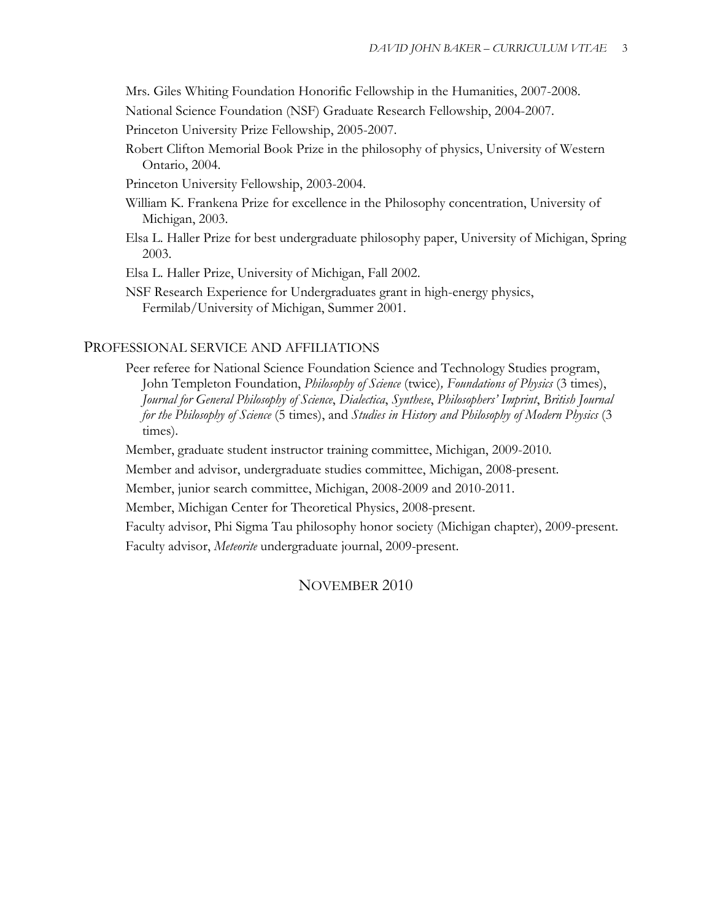Mrs. Giles Whiting Foundation Honorific Fellowship in the Humanities, 2007-2008.

National Science Foundation (NSF) Graduate Research Fellowship, 2004-2007.

Princeton University Prize Fellowship, 2005-2007.

Robert Clifton Memorial Book Prize in the philosophy of physics, University of Western Ontario, 2004.

Princeton University Fellowship, 2003-2004.

William K. Frankena Prize for excellence in the Philosophy concentration, University of Michigan, 2003.

Elsa L. Haller Prize for best undergraduate philosophy paper, University of Michigan, Spring 2003.

Elsa L. Haller Prize, University of Michigan, Fall 2002.

NSF Research Experience for Undergraduates grant in high-energy physics, Fermilab/University of Michigan, Summer 2001.

## PROFESSIONAL SERVICE AND AFFILIATIONS

Peer referee for National Science Foundation Science and Technology Studies program, John Templeton Foundation, *Philosophy of Science* (twice), *Foundations of Physics* (3 times), *Journal for General Philosophy of Science*, *Dialectica*, *Synthese*, *Philosophers' Imprint*, *British Journal for the Philosophy of Science* (5 times), and *Studies in History and Philosophy of Modern Physics* (3 times).

Member, graduate student instructor training committee, Michigan, 2009-2010.

Member and advisor, undergraduate studies committee, Michigan, 2008-present.

Member, junior search committee, Michigan, 2008-2009 and 2010-2011.

Member, Michigan Center for Theoretical Physics, 2008-present.

Faculty advisor, Phi Sigma Tau philosophy honor society (Michigan chapter), 2009-present.

Faculty advisor, *Meteorite* undergraduate journal, 2009-present.

NOVEMBER 2010